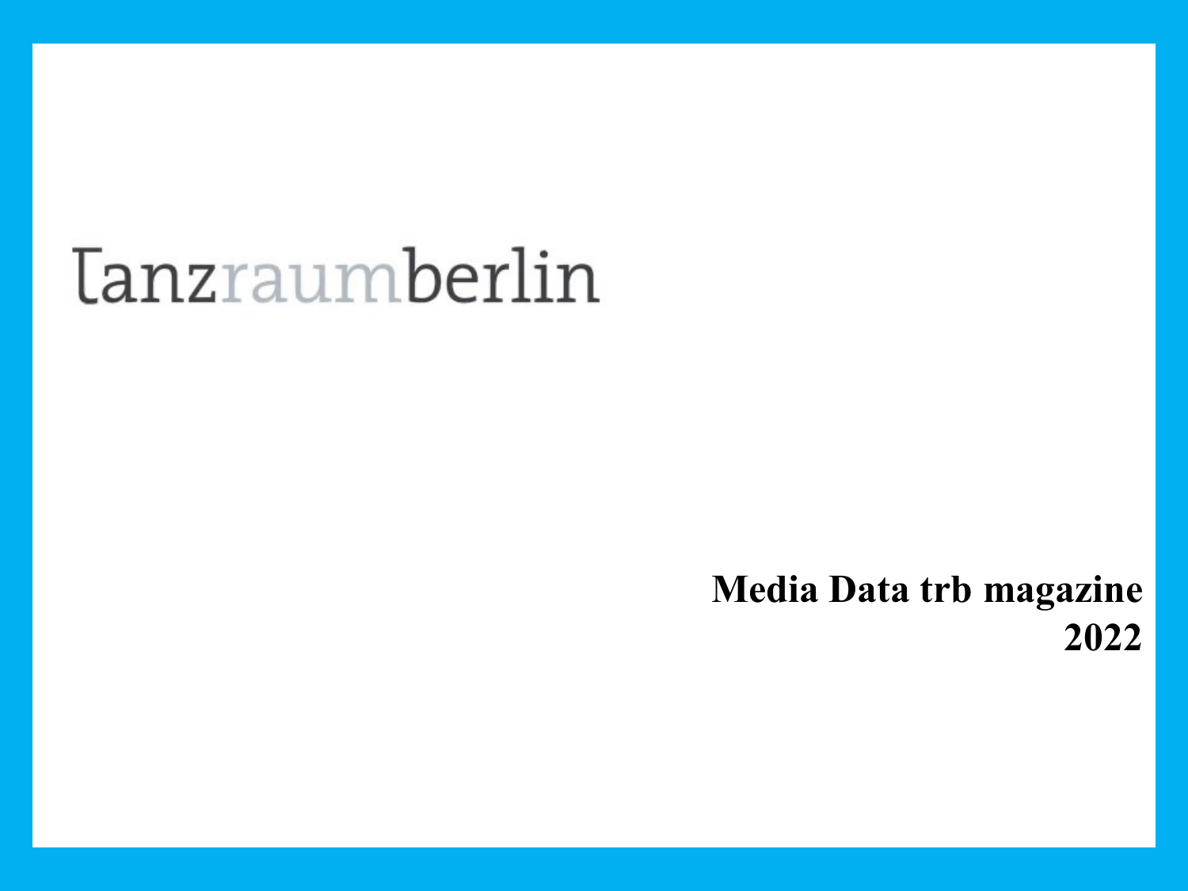# tanzraumberlin

**Media Data trb magazine 2022**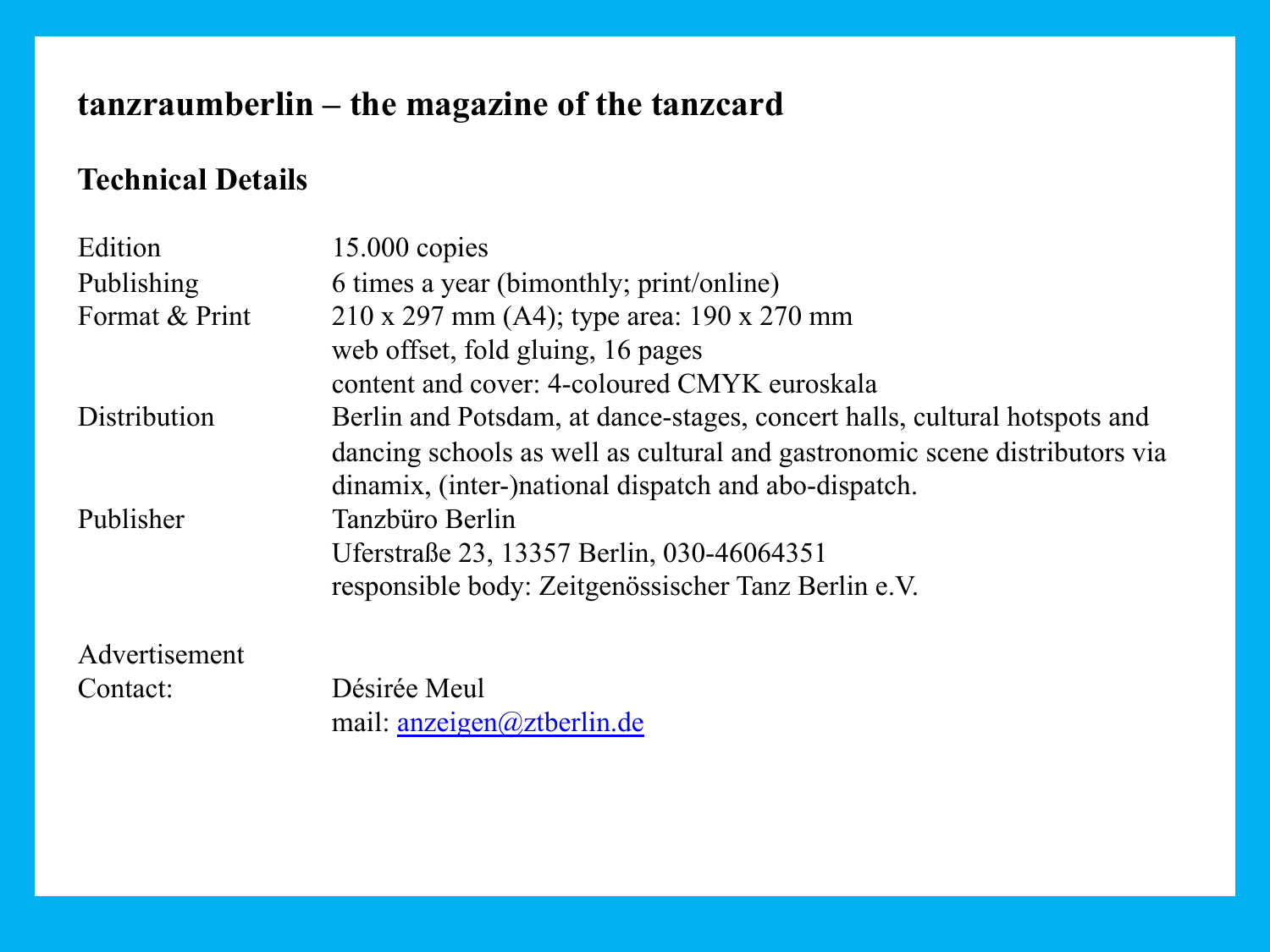# tanzraumberlin – the magazine of the tanzcard

## Technical Details

| | |
|---|---|
| Edition | 15.000 copies |
| Publishing | 6 times a year (bimonthly; print/online) |
| Format & Print | 210 x 297 mm (A4); type area: 190 x 270 mm<br>web offset, fold gluing, 16 pages<br>content and cover: 4-coloured CMYK euroskala |
| Distribution | Berlin and Potsdam, at dance-stages, concert halls, cultural hotspots and dancing schools as well as cultural and gastronomic scene distributors via dinamix, (inter-)national dispatch and abo-dispatch. |
| Publisher | Tanzbüro Berlin<br>Uferstraße 23, 13357 Berlin, 030-46064351<br>responsible body: Zeitgenössischer Tanz Berlin e.V. |
| Advertisement Contact: | Désirée Meul<br>mail: anzeigen@ztberlin.de |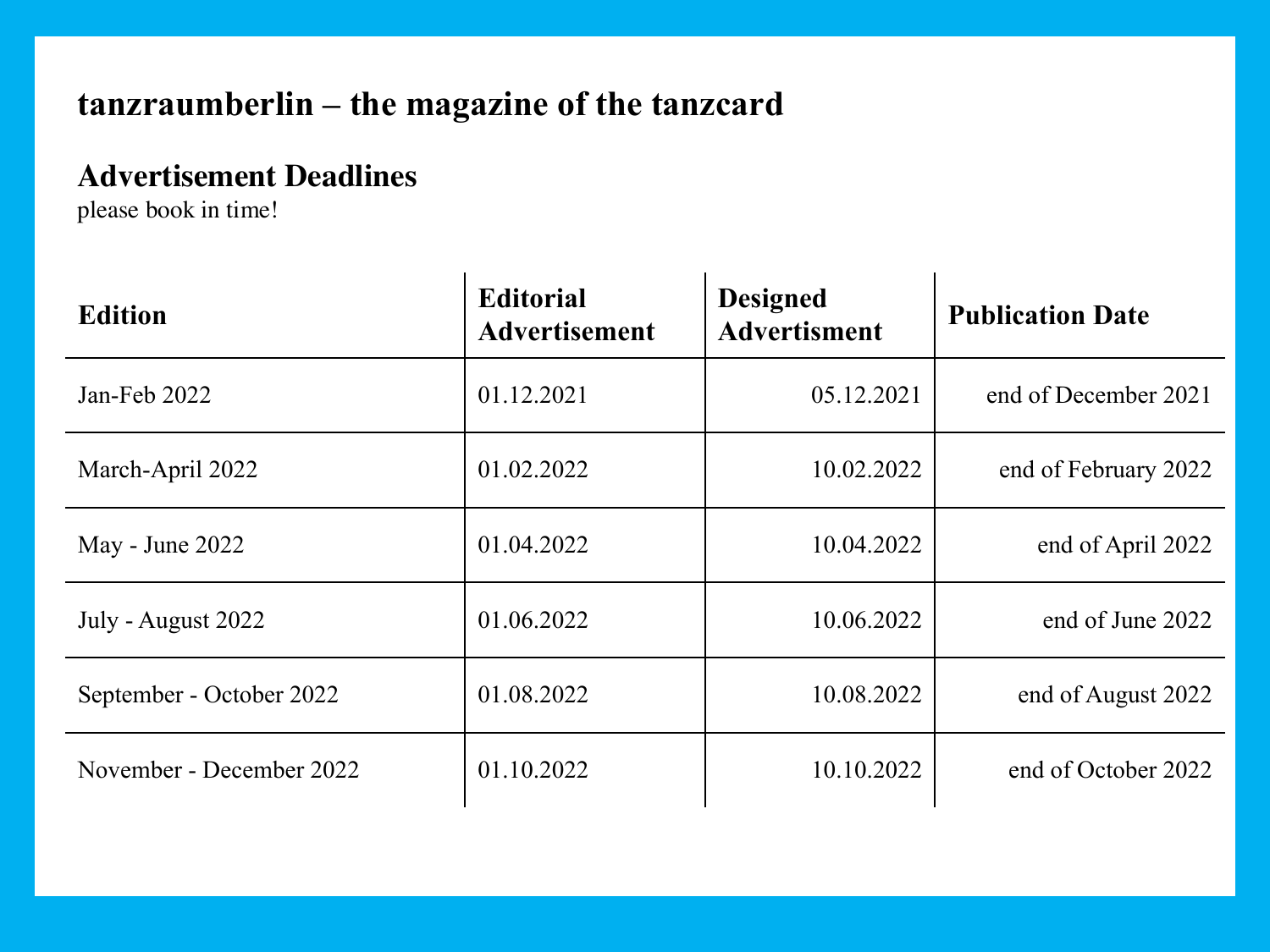# tanzraumberlin – the magazine of the tanzcard

## Advertisement Deadlines

please book in time!

| Edition | Editorial Advertisement | Designed Advertisment | Publication Date |
|---|---|---|---|
| Jan-Feb 2022 | 01.12.2021 | 05.12.2021 | end of December 2021 |
| March-April 2022 | 01.02.2022 | 10.02.2022 | end of February 2022 |
| May - June 2022 | 01.04.2022 | 10.04.2022 | end of April 2022 |
| July - August 2022 | 01.06.2022 | 10.06.2022 | end of June 2022 |
| September - October 2022 | 01.08.2022 | 10.08.2022 | end of August 2022 |
| November - December 2022 | 01.10.2022 | 10.10.2022 | end of October 2022 |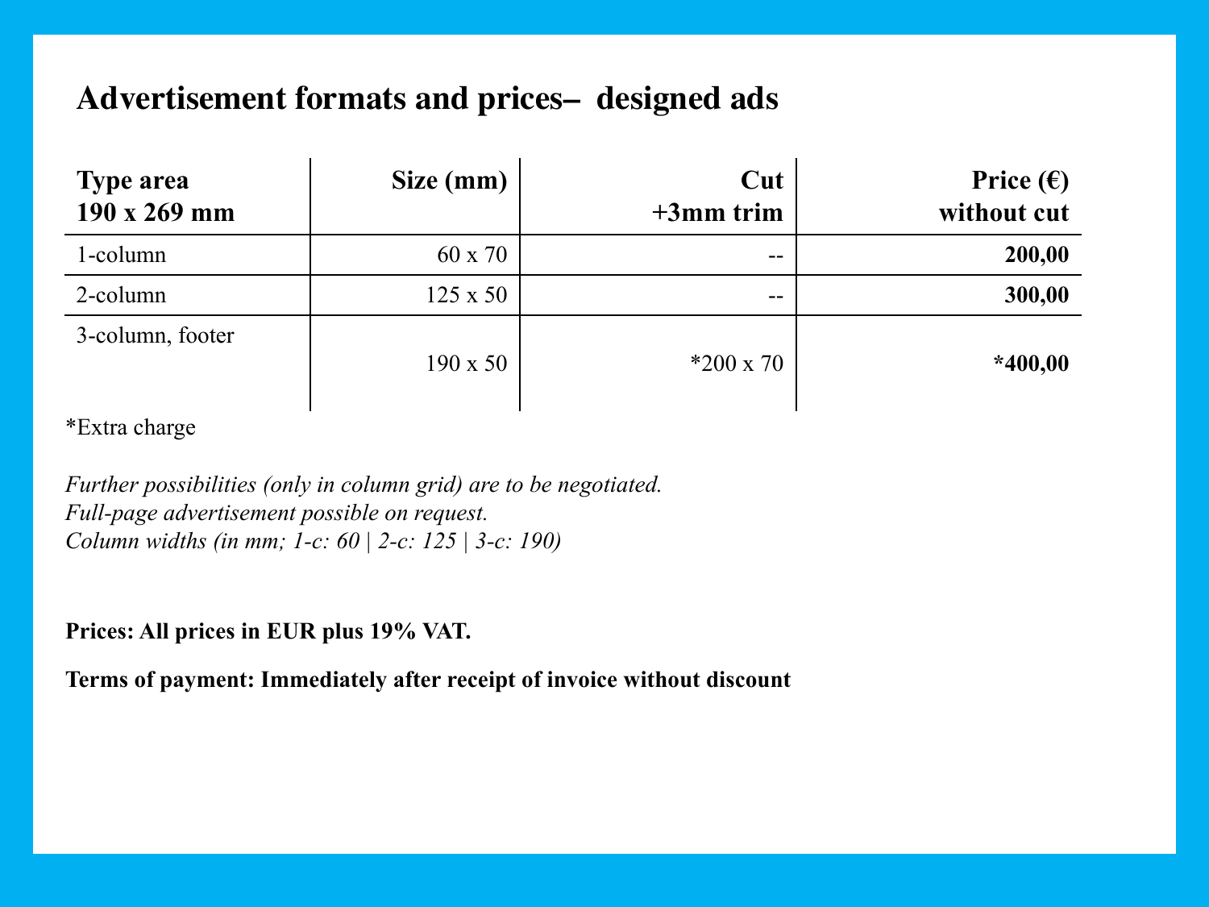## Advertisement formats and prices– designed ads

| Type area 190 x 269 mm | Size (mm) | Cut +3mm trim | Price (€) without cut |
|---|---|---|---|
| 1-column | 60 x 70 | -- | **200,00** |
| 2-column | 125 x 50 | -- | **300,00** |
| 3-column, footer | 190 x 50 | *200 x 70 | ***400,00** |

*Extra charge

*Further possibilities (only in column grid) are to be negotiated.*
*Full-page advertisement possible on request.*
*Column widths (in mm; 1-c: 60 | 2-c: 125 | 3-c: 190)*

**Prices: All prices in EUR plus 19% VAT.**

**Terms of payment: Immediately after receipt of invoice without discount**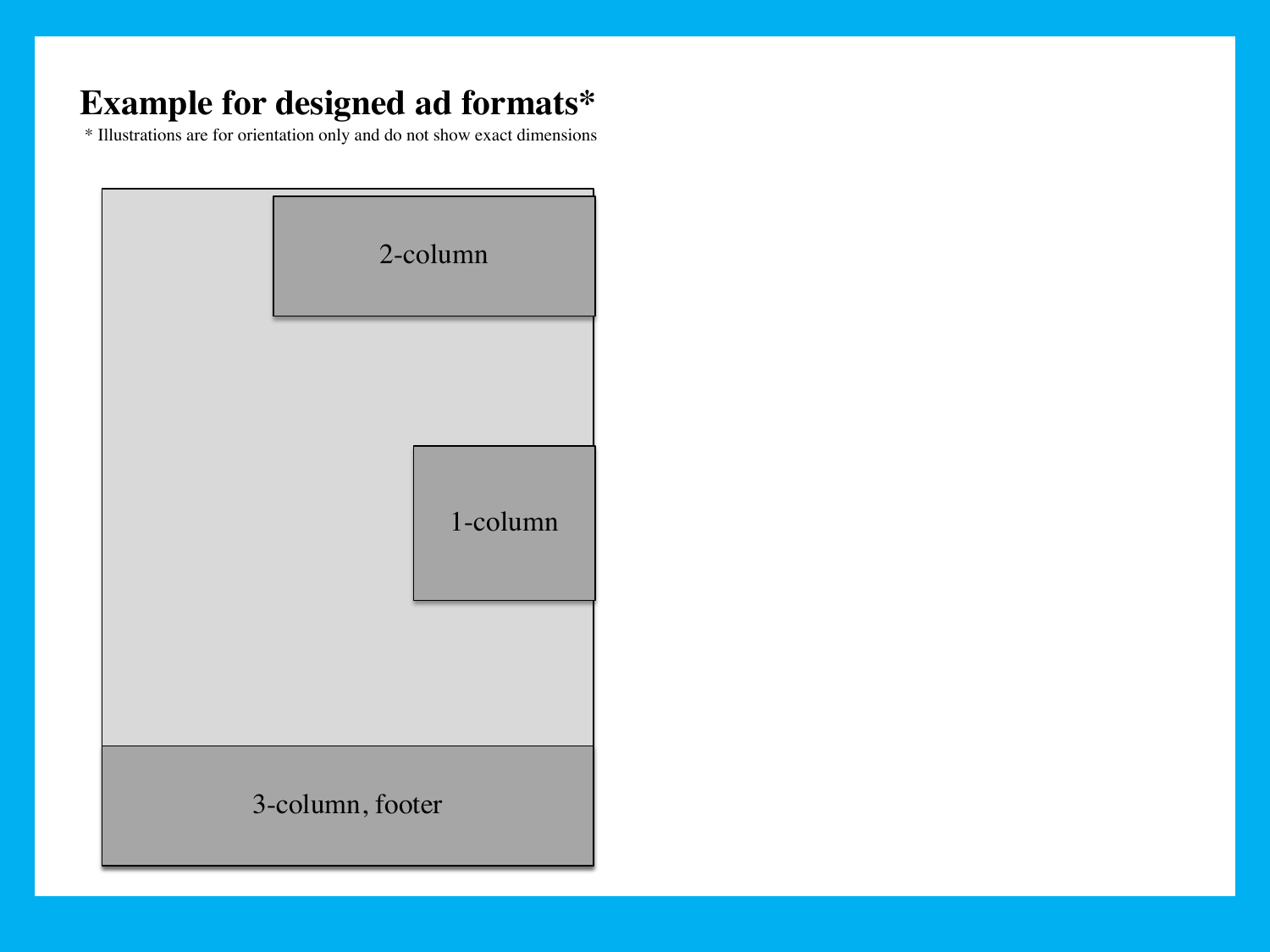# Example for designed ad formats*

* Illustrations are for orientation only and do not show exact dimensions

2-column

1-column

3-column, footer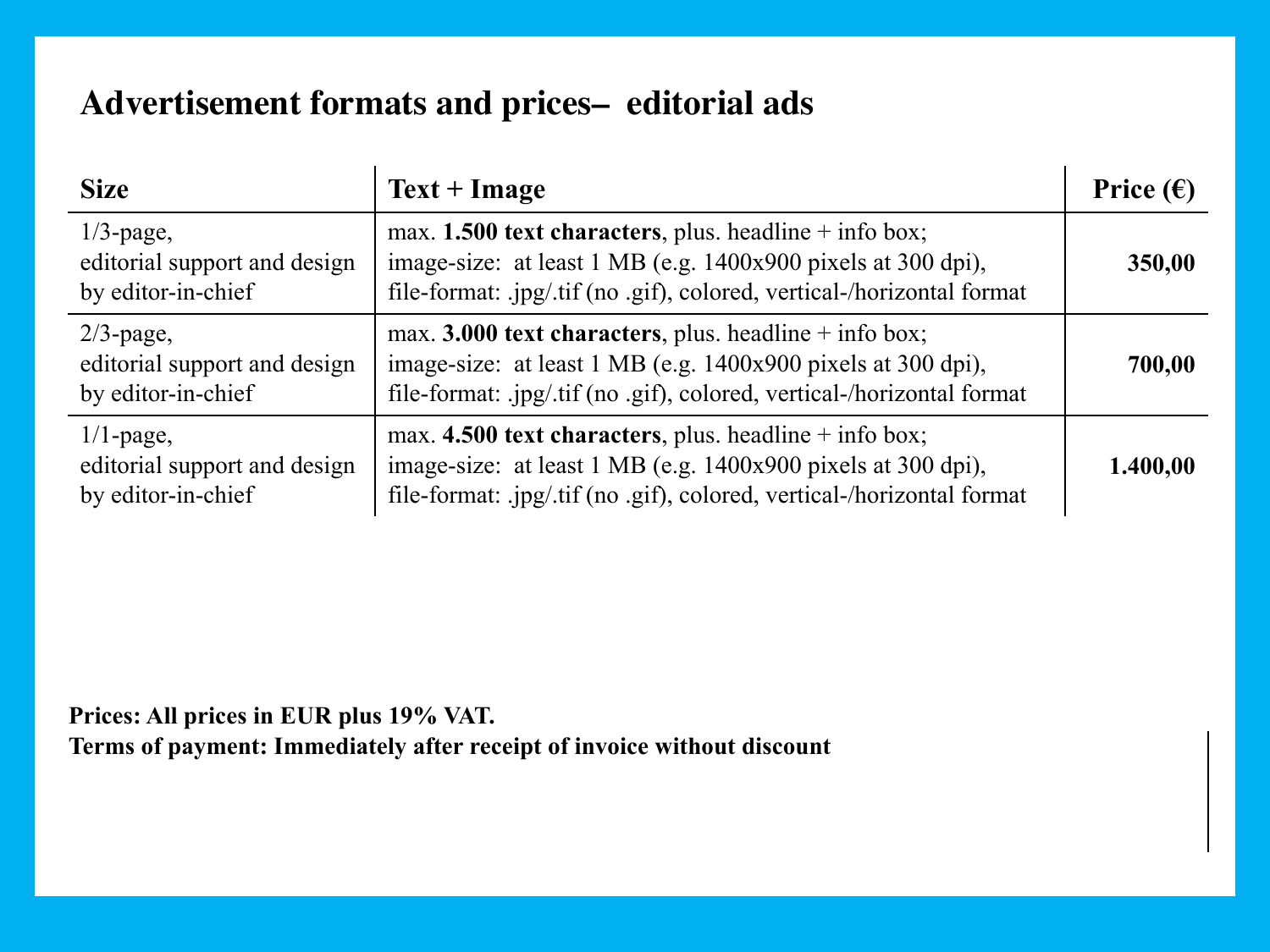## Advertisement formats and prices– editorial ads

| Size | Text + Image | Price (€) |
|---|---|---|
| 1/3-page, editorial support and design by editor-in-chief | max. **1.500 text characters**, plus. headline + info box; image-size: at least 1 MB (e.g. 1400x900 pixels at 300 dpi), file-format: .jpg/.tif (no .gif), colored, vertical-/horizontal format | **350,00** |
| 2/3-page, editorial support and design by editor-in-chief | max. **3.000 text characters**, plus. headline + info box; image-size: at least 1 MB (e.g. 1400x900 pixels at 300 dpi), file-format: .jpg/.tif (no .gif), colored, vertical-/horizontal format | **700,00** |
| 1/1-page, editorial support and design by editor-in-chief | max. **4.500 text characters**, plus. headline + info box; image-size: at least 1 MB (e.g. 1400x900 pixels at 300 dpi), file-format: .jpg/.tif (no .gif), colored, vertical-/horizontal format | **1.400,00** |

**Prices: All prices in EUR plus 19% VAT.**
**Terms of payment: Immediately after receipt of invoice without discount**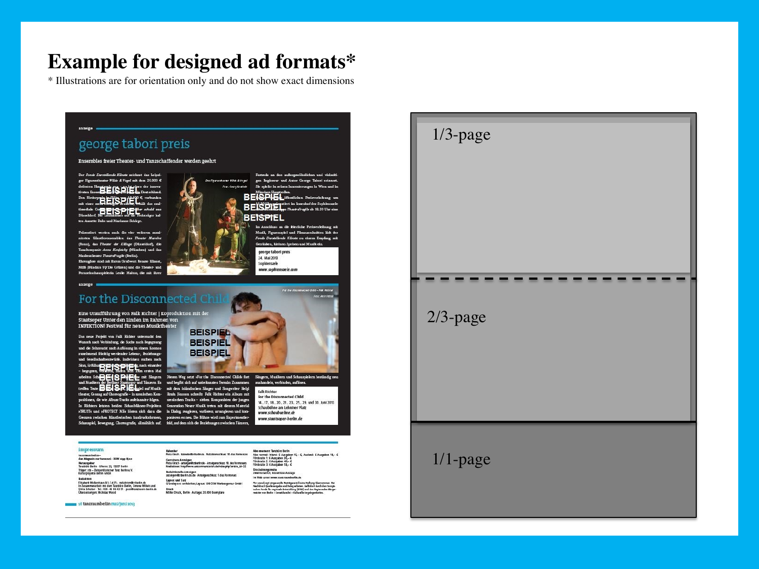# Example for designed ad formats*

* Illustrations are for orientation only and do not show exact dimensions

1/3-page

2/3-page

1/1-page